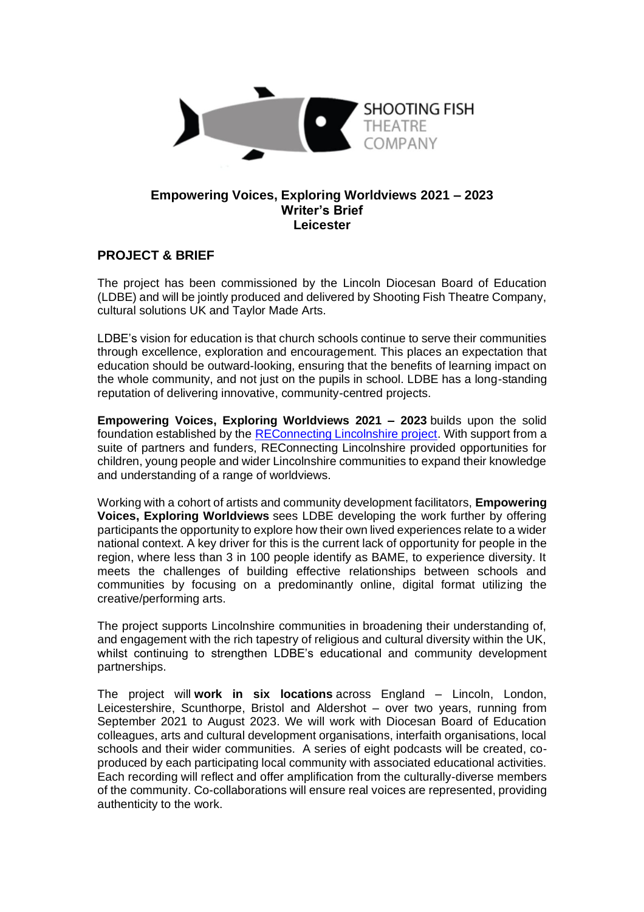SHOOTING FISH THEATRE COMPANY

**Empowering Voices, Exploring Worldviews 2021 – 2023**
**Writer's Brief**
**Leicester**

## PROJECT & BRIEF

The project has been commissioned by the Lincoln Diocesan Board of Education (LDBE) and will be jointly produced and delivered by Shooting Fish Theatre Company, cultural solutions UK and Taylor Made Arts.

LDBE's vision for education is that church schools continue to serve their communities through excellence, exploration and encouragement. This places an expectation that education should be outward-looking, ensuring that the benefits of learning impact on the whole community, and not just on the pupils in school. LDBE has a long-standing reputation of delivering innovative, community-centred projects.

**Empowering Voices, Exploring Worldviews 2021 – 2023** builds upon the solid foundation established by the RECONNECTING Lincolnshire project. With support from a suite of partners and funders, RECONNECTING Lincolnshire provided opportunities for children, young people and wider Lincolnshire communities to expand their knowledge and understanding of a range of worldviews.

Working with a cohort of artists and community development facilitators, **Empowering Voices, Exploring Worldviews** sees LDBE developing the work further by offering participants the opportunity to explore how their own lived experiences relate to a wider national context. A key driver for this is the current lack of opportunity for people in the region, where less than 3 in 100 people identify as BAME, to experience diversity. It meets the challenges of building effective relationships between schools and communities by focusing on a predominantly online, digital format utilizing the creative/performing arts.

The project supports Lincolnshire communities in broadening their understanding of, and engagement with the rich tapestry of religious and cultural diversity within the UK, whilst continuing to strengthen LDBE's educational and community development partnerships.

The project will **work in six locations** across England – Lincoln, London, Leicestershire, Scunthorpe, Bristol and Aldershot – over two years, running from September 2021 to August 2023. We will work with Diocesan Board of Education colleagues, arts and cultural development organisations, interfaith organisations, local schools and their wider communities. A series of eight podcasts will be created, co-produced by each participating local community with associated educational activities. Each recording will reflect and offer amplification from the culturally-diverse members of the community. Co-collaborations will ensure real voices are represented, providing authenticity to the work.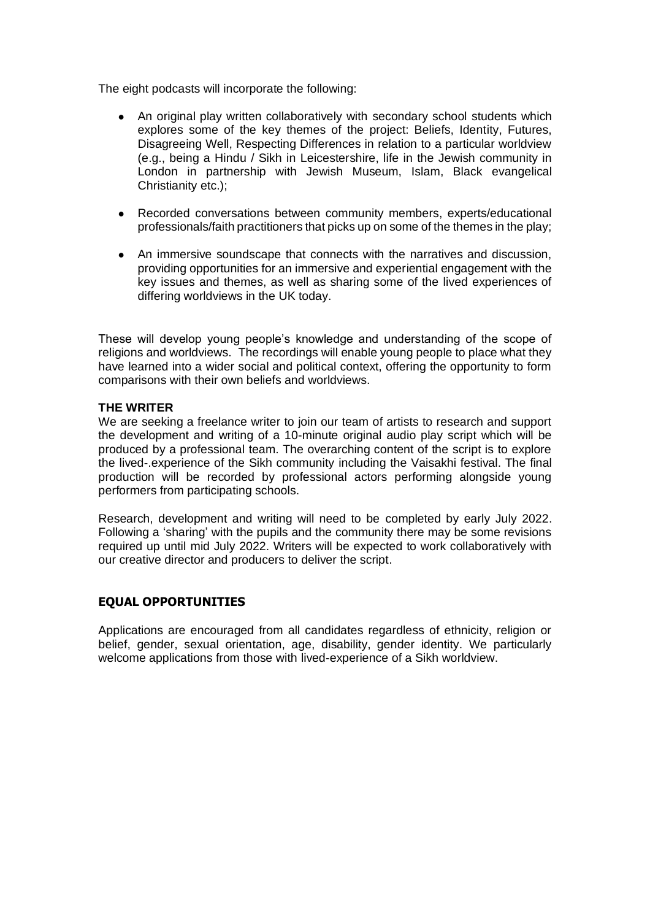The eight podcasts will incorporate the following:

- An original play written collaboratively with secondary school students which explores some of the key themes of the project: Beliefs, Identity, Futures, Disagreeing Well, Respecting Differences in relation to a particular worldview (e.g., being a Hindu / Sikh in Leicestershire, life in the Jewish community in London in partnership with Jewish Museum, Islam, Black evangelical Christianity etc.);
- Recorded conversations between community members, experts/educational professionals/faith practitioners that picks up on some of the themes in the play;
- An immersive soundscape that connects with the narratives and discussion, providing opportunities for an immersive and experiential engagement with the key issues and themes, as well as sharing some of the lived experiences of differing worldviews in the UK today.

These will develop young people's knowledge and understanding of the scope of religions and worldviews. The recordings will enable young people to place what they have learned into a wider social and political context, offering the opportunity to form comparisons with their own beliefs and worldviews.

**THE WRITER**

We are seeking a freelance writer to join our team of artists to research and support the development and writing of a 10-minute original audio play script which will be produced by a professional team. The overarching content of the script is to explore the lived-.experience of the Sikh community including the Vaisakhi festival. The final production will be recorded by professional actors performing alongside young performers from participating schools.

Research, development and writing will need to be completed by early July 2022. Following a 'sharing' with the pupils and the community there may be some revisions required up until mid July 2022. Writers will be expected to work collaboratively with our creative director and producers to deliver the script.

## EQUAL OPPORTUNITIES

Applications are encouraged from all candidates regardless of ethnicity, religion or belief, gender, sexual orientation, age, disability, gender identity. We particularly welcome applications from those with lived-experience of a Sikh worldview.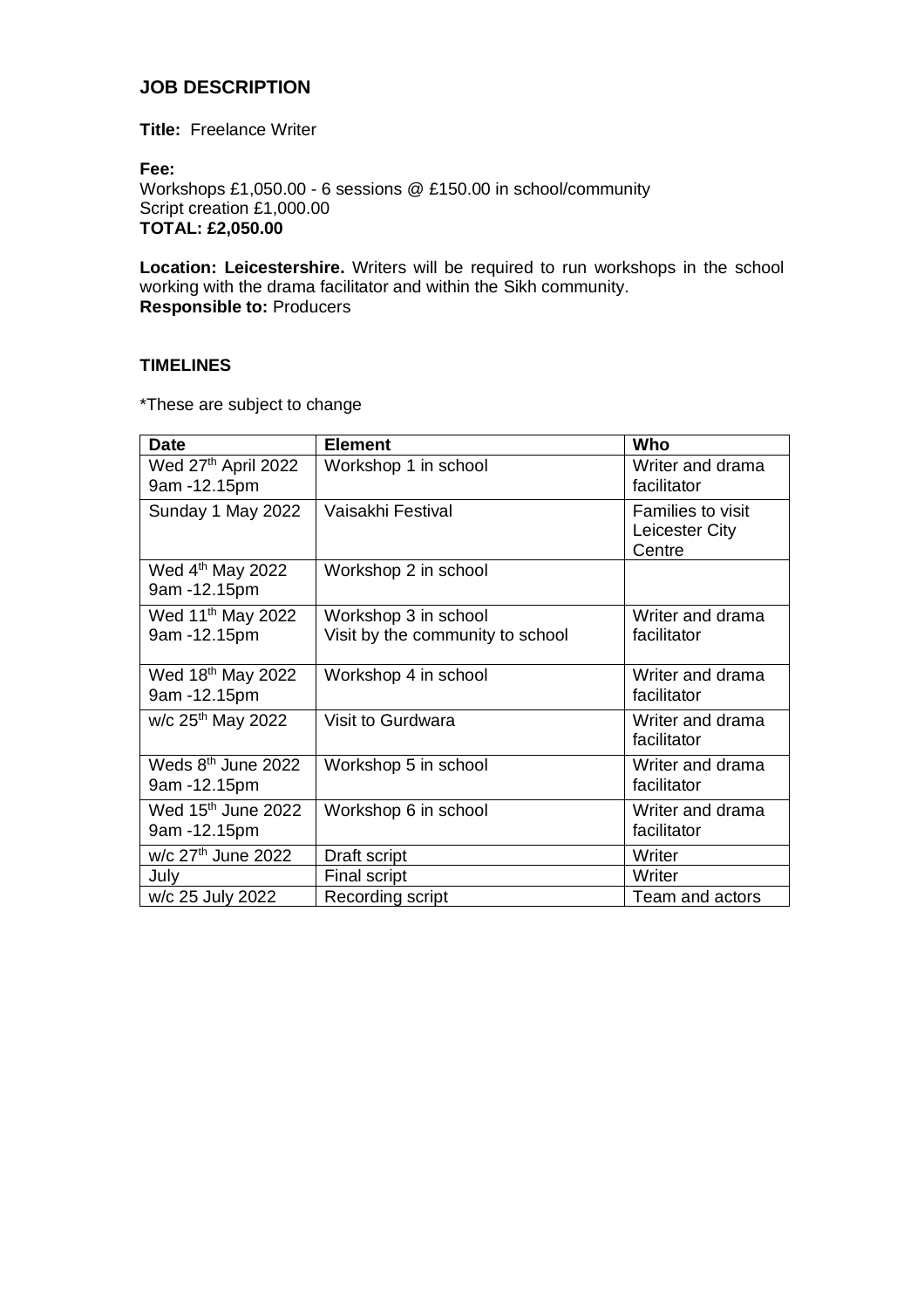## JOB DESCRIPTION

**Title:** Freelance Writer

**Fee:**
Workshops £1,050.00 - 6 sessions @ £150.00 in school/community
Script creation £1,000.00
**TOTAL: £2,050.00**

**Location: Leicestershire.** Writers will be required to run workshops in the school working with the drama facilitator and within the Sikh community.
**Responsible to:** Producers

### TIMELINES

*These are subject to change

| Date | Element | Who |
|---|---|---|
| Wed 27th April 2022 9am -12.15pm | Workshop 1 in school | Writer and drama facilitator |
| Sunday 1 May 2022 | Vaisakhi Festival | Families to visit Leicester City Centre |
| Wed 4th May 2022 9am -12.15pm | Workshop 2 in school | |
| Wed 11th May 2022 9am -12.15pm | Workshop 3 in school<br>Visit by the community to school | Writer and drama facilitator |
| Wed 18th May 2022 9am -12.15pm | Workshop 4 in school | Writer and drama facilitator |
| w/c 25th May 2022 | Visit to Gurdwara | Writer and drama facilitator |
| Weds 8th June 2022 9am -12.15pm | Workshop 5 in school | Writer and drama facilitator |
| Wed 15th June 2022 9am -12.15pm | Workshop 6 in school | Writer and drama facilitator |
| w/c 27th June 2022 | Draft script | Writer |
| July | Final script | Writer |
| w/c 25 July 2022 | Recording script | Team and actors |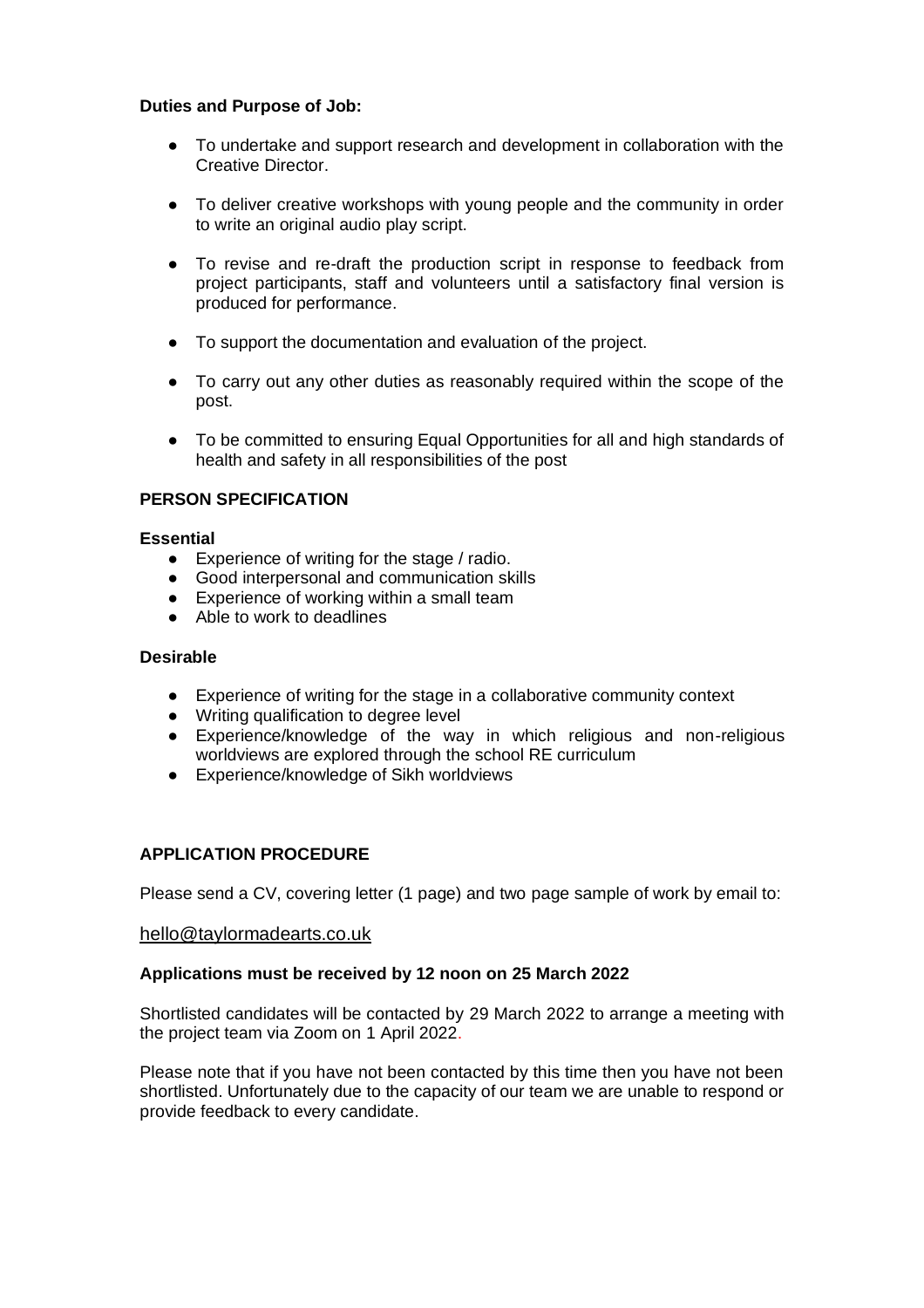**Duties and Purpose of Job:**

- To undertake and support research and development in collaboration with the Creative Director.
- To deliver creative workshops with young people and the community in order to write an original audio play script.
- To revise and re-draft the production script in response to feedback from project participants, staff and volunteers until a satisfactory final version is produced for performance.
- To support the documentation and evaluation of the project.
- To carry out any other duties as reasonably required within the scope of the post.
- To be committed to ensuring Equal Opportunities for all and high standards of health and safety in all responsibilities of the post

**PERSON SPECIFICATION**

**Essential**

- Experience of writing for the stage / radio.
- Good interpersonal and communication skills
- Experience of working within a small team
- Able to work to deadlines

**Desirable**

- Experience of writing for the stage in a collaborative community context
- Writing qualification to degree level
- Experience/knowledge of the way in which religious and non-religious worldviews are explored through the school RE curriculum
- Experience/knowledge of Sikh worldviews

**APPLICATION PROCEDURE**

Please send a CV, covering letter (1 page) and two page sample of work by email to:

hello@taylormadearts.co.uk

**Applications must be received by 12 noon on 25 March 2022**

Shortlisted candidates will be contacted by 29 March 2022 to arrange a meeting with the project team via Zoom on 1 April 2022.

Please note that if you have not been contacted by this time then you have not been shortlisted. Unfortunately due to the capacity of our team we are unable to respond or provide feedback to every candidate.